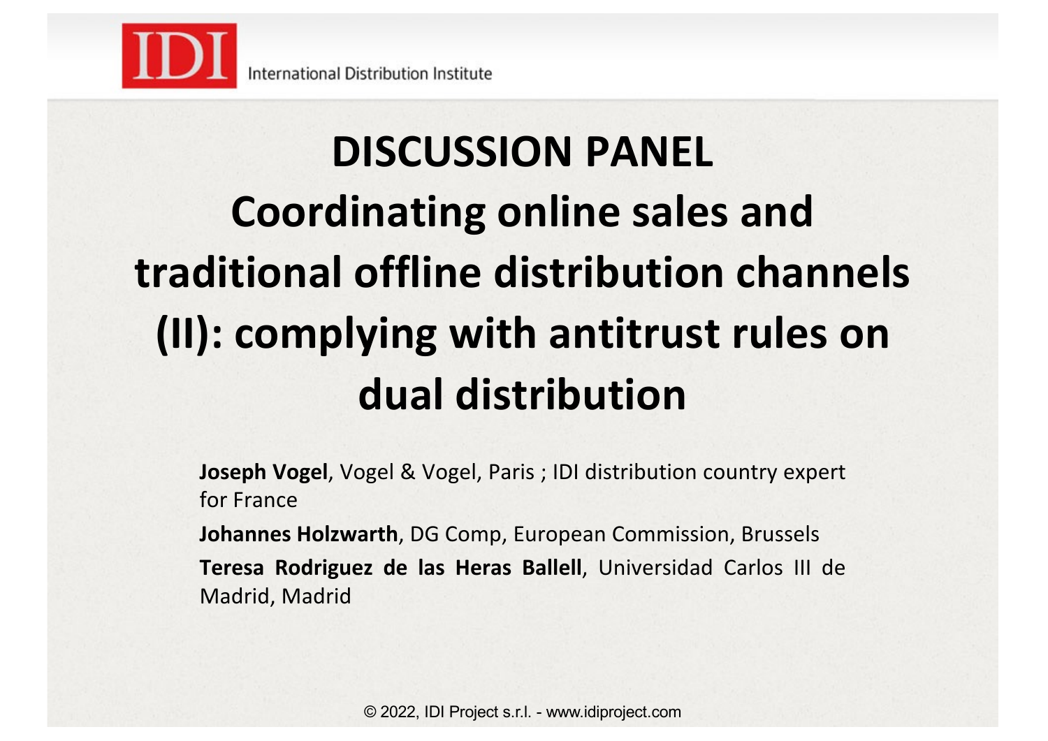IDI International Distribution Institute

# DISCUSSION PANEL

# Coordinating online sales and traditional offline distribution channels (II): complying with antitrust rules on dual distribution

**Joseph Vogel**, Vogel & Vogel, Paris ; IDI distribution country expert for France

**Johannes Holzwarth**, DG Comp, European Commission, Brussels

**Teresa Rodriguez de las Heras Ballell**, Universidad Carlos III de Madrid, Madrid

© 2022, IDI Project s.r.l. - www.idiproject.com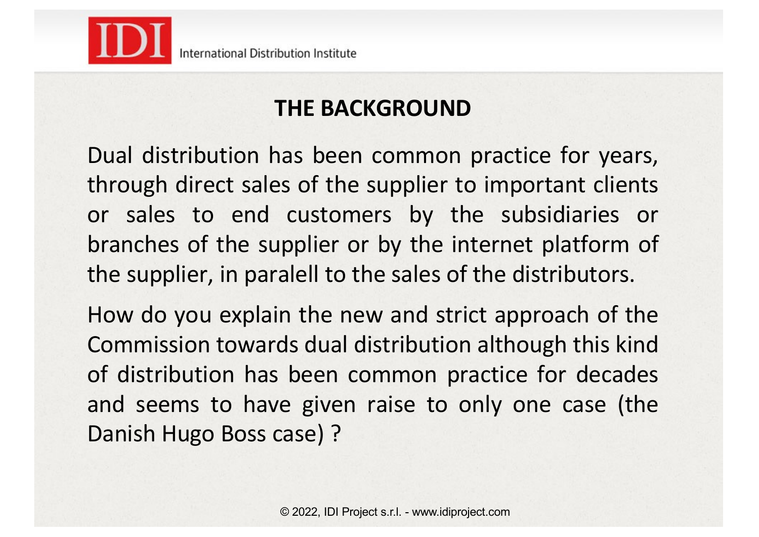## THE BACKGROUND

Dual distribution has been common practice for years, through direct sales of the supplier to important clients or sales to end customers by the subsidiaries or branches of the supplier or by the internet platform of the supplier, in paralell to the sales of the distributors.

How do you explain the new and strict approach of the Commission towards dual distribution although this kind of distribution has been common practice for decades and seems to have given raise to only one case (the Danish Hugo Boss case) ?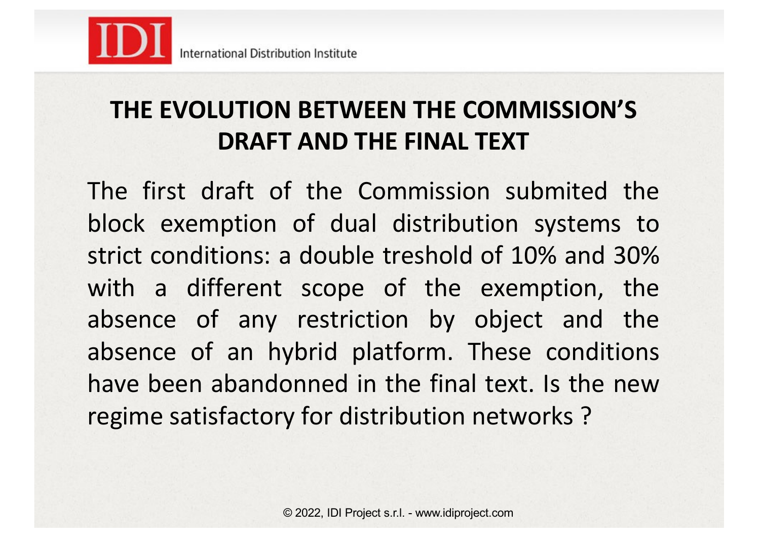## THE EVOLUTION BETWEEN THE COMMISSION'S DRAFT AND THE FINAL TEXT

The first draft of the Commission submited the block exemption of dual distribution systems to strict conditions: a double treshold of 10% and 30% with a different scope of the exemption, the absence of any restriction by object and the absence of an hybrid platform. These conditions have been abandonned in the final text. Is the new regime satisfactory for distribution networks ?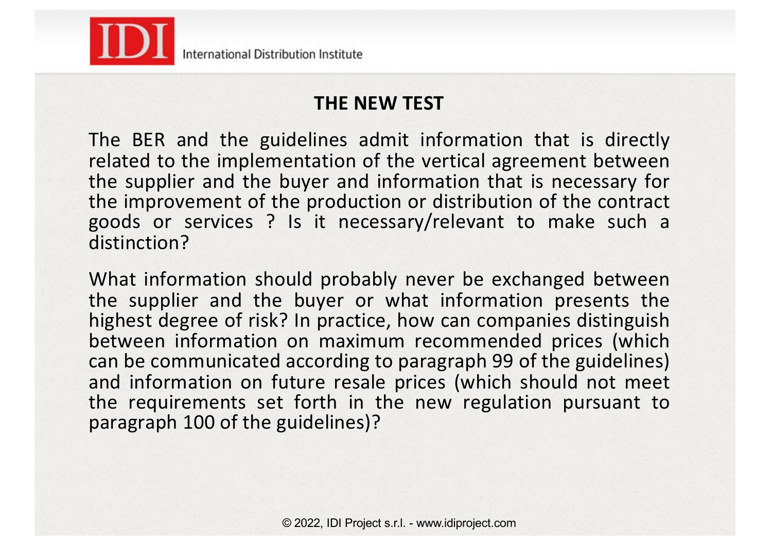## THE NEW TEST

The BER and the guidelines admit information that is directly related to the implementation of the vertical agreement between the supplier and the buyer and information that is necessary for the improvement of the production or distribution of the contract goods or services ? Is it necessary/relevant to make such a distinction?

What information should probably never be exchanged between the supplier and the buyer or what information presents the highest degree of risk? In practice, how can companies distinguish between information on maximum recommended prices (which can be communicated according to paragraph 99 of the guidelines) and information on future resale prices (which should not meet the requirements set forth in the new regulation pursuant to paragraph 100 of the guidelines)?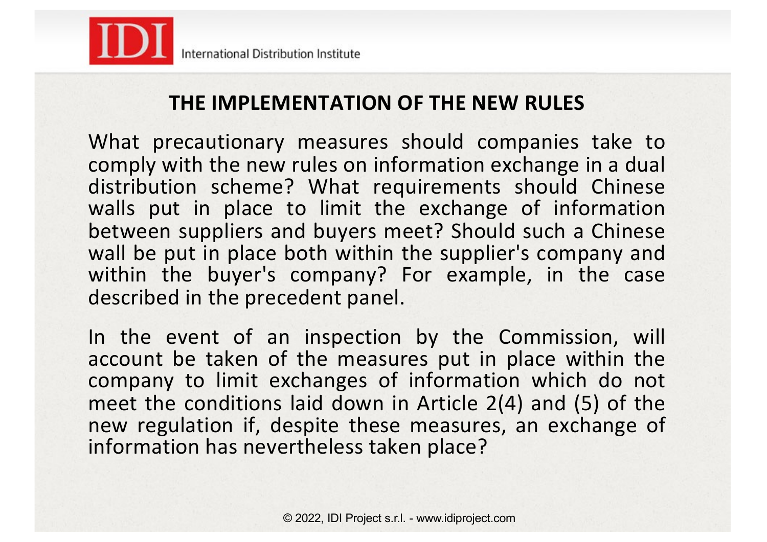## THE IMPLEMENTATION OF THE NEW RULES

What precautionary measures should companies take to comply with the new rules on information exchange in a dual distribution scheme? What requirements should Chinese walls put in place to limit the exchange of information between suppliers and buyers meet? Should such a Chinese wall be put in place both within the supplier's company and within the buyer's company? For example, in the case described in the precedent panel.

In the event of an inspection by the Commission, will account be taken of the measures put in place within the company to limit exchanges of information which do not meet the conditions laid down in Article 2(4) and (5) of the new regulation if, despite these measures, an exchange of information has nevertheless taken place?

© 2022, IDI Project s.r.l. - www.idiproject.com